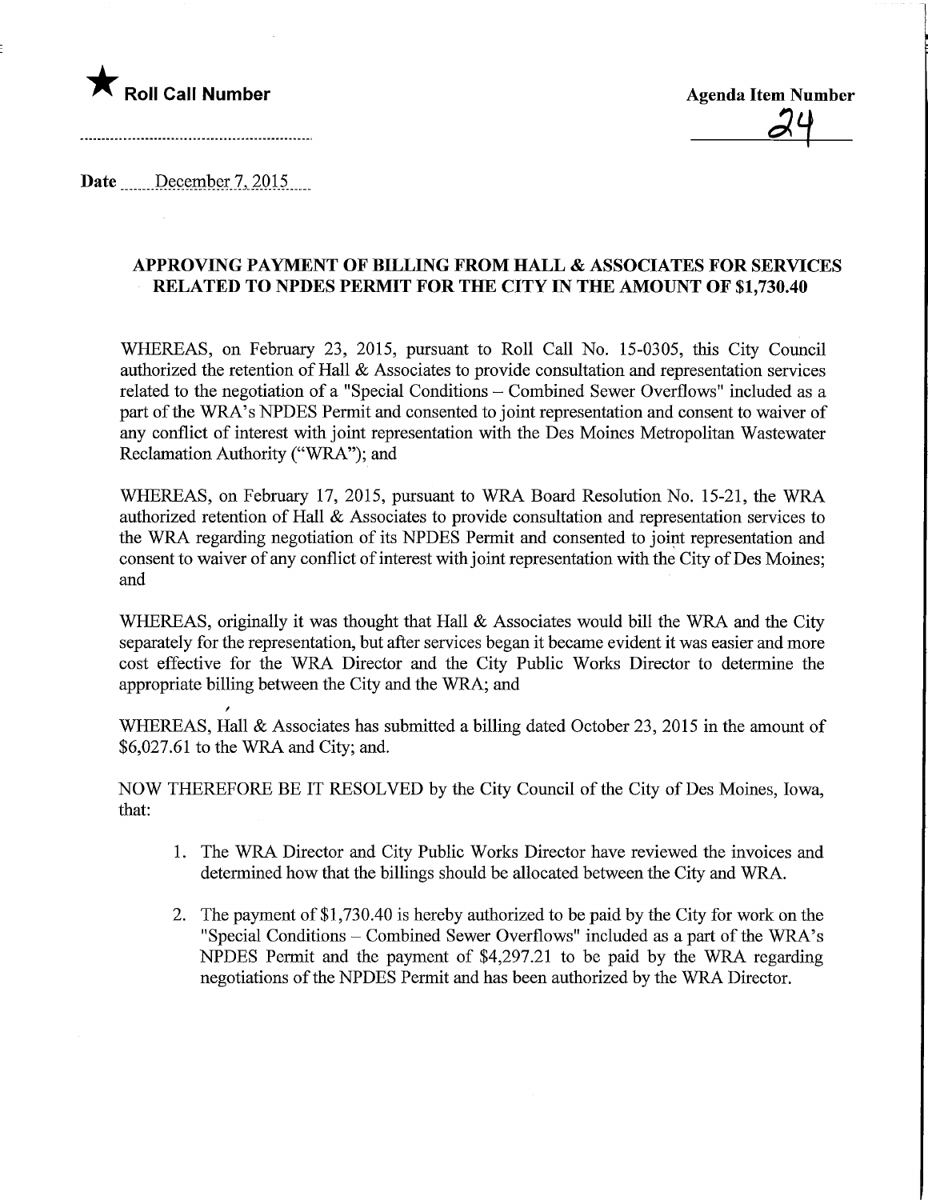★ **Roll Call Number**

**Agenda Item Number**

24

**Date** December 7, 2015

## APPROVING PAYMENT OF BILLING FROM HALL & ASSOCIATES FOR SERVICES RELATED TO NPDES PERMIT FOR THE CITY IN THE AMOUNT OF $1,730.40

WHEREAS, on February 23, 2015, pursuant to Roll Call No. 15-0305, this City Council authorized the retention of Hall & Associates to provide consultation and representation services related to the negotiation of a "Special Conditions – Combined Sewer Overflows" included as a part of the WRA's NPDES Permit and consented to joint representation and consent to waiver of any conflict of interest with joint representation with the Des Moines Metropolitan Wastewater Reclamation Authority ("WRA"); and

WHEREAS, on February 17, 2015, pursuant to WRA Board Resolution No. 15-21, the WRA authorized retention of Hall & Associates to provide consultation and representation services to the WRA regarding negotiation of its NPDES Permit and consented to joint representation and consent to waiver of any conflict of interest with joint representation with the City of Des Moines; and

WHEREAS, originally it was thought that Hall & Associates would bill the WRA and the City separately for the representation, but after services began it became evident it was easier and more cost effective for the WRA Director and the City Public Works Director to determine the appropriate billing between the City and the WRA; and

WHEREAS, Hall & Associates has submitted a billing dated October 23, 2015 in the amount of $6,027.61 to the WRA and City; and.

NOW THEREFORE BE IT RESOLVED by the City Council of the City of Des Moines, Iowa, that:

1. The WRA Director and City Public Works Director have reviewed the invoices and determined how that the billings should be allocated between the City and WRA.

2. The payment of $1,730.40 is hereby authorized to be paid by the City for work on the "Special Conditions – Combined Sewer Overflows" included as a part of the WRA's NPDES Permit and the payment of $4,297.21 to be paid by the WRA regarding negotiations of the NPDES Permit and has been authorized by the WRA Director.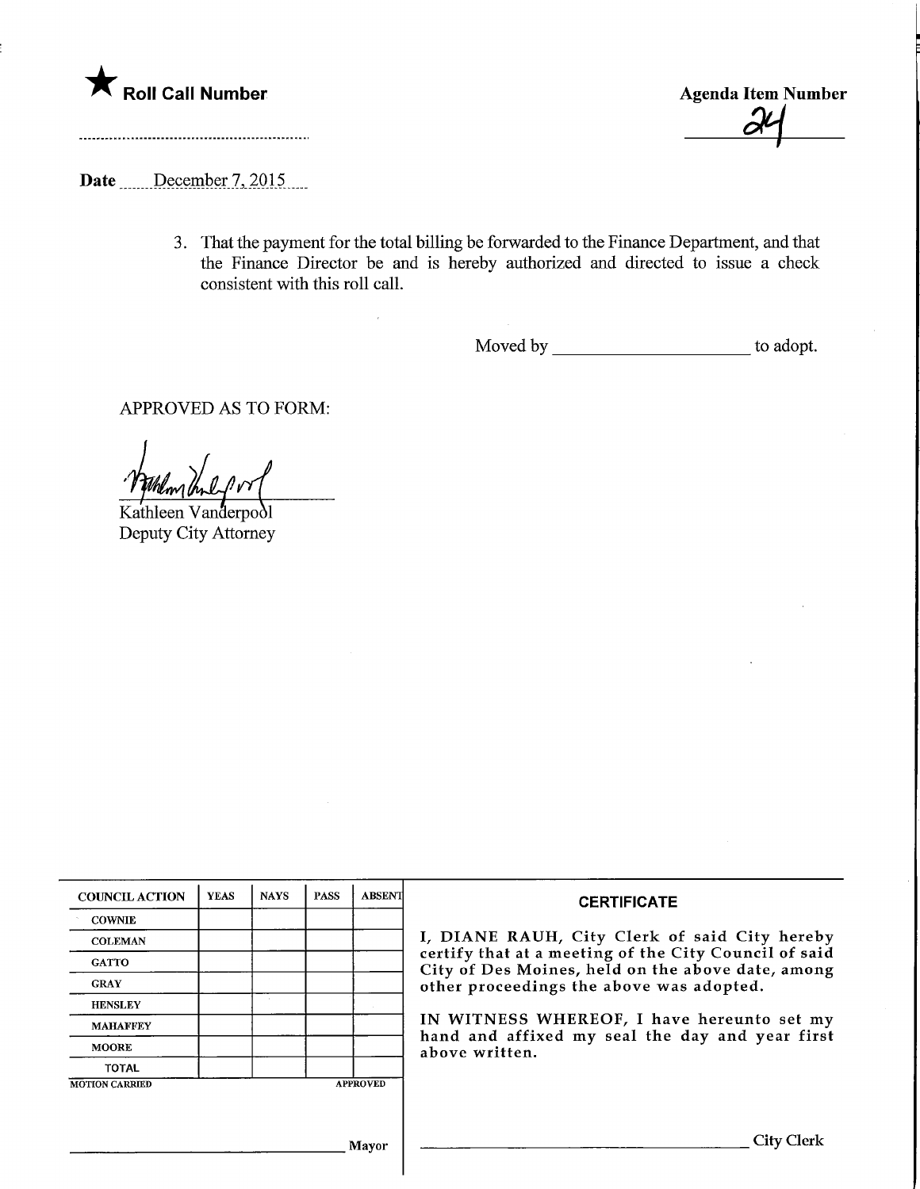★ **Roll Call Number**

**Agenda Item Number**

24

**Date** December 7, 2015

3. That the payment for the total billing be forwarded to the Finance Department, and that the Finance Director be and is hereby authorized and directed to issue a check consistent with this roll call.

Moved by ____________________ to adopt.

APPROVED AS TO FORM:

Kathleen Vanderpool
Deputy City Attorney

| COUNCIL ACTION | YEAS | NAYS | PASS | ABSENT |
|---|---|---|---|---|
| COWNIE | | | | |
| COLEMAN | | | | |
| GATTO | | | | |
| GRAY | | | | |
| HENSLEY | | | | |
| MAHAFFEY | | | | |
| MOORE | | | | |
| TOTAL | | | | |

MOTION CARRIED APPROVED

____________________ Mayor

**CERTIFICATE**

I, DIANE RAUH, City Clerk of said City hereby certify that at a meeting of the City Council of said City of Des Moines, held on the above date, among other proceedings the above was adopted.

IN WITNESS WHEREOF, I have hereunto set my hand and affixed my seal the day and year first above written.

____________________ City Clerk